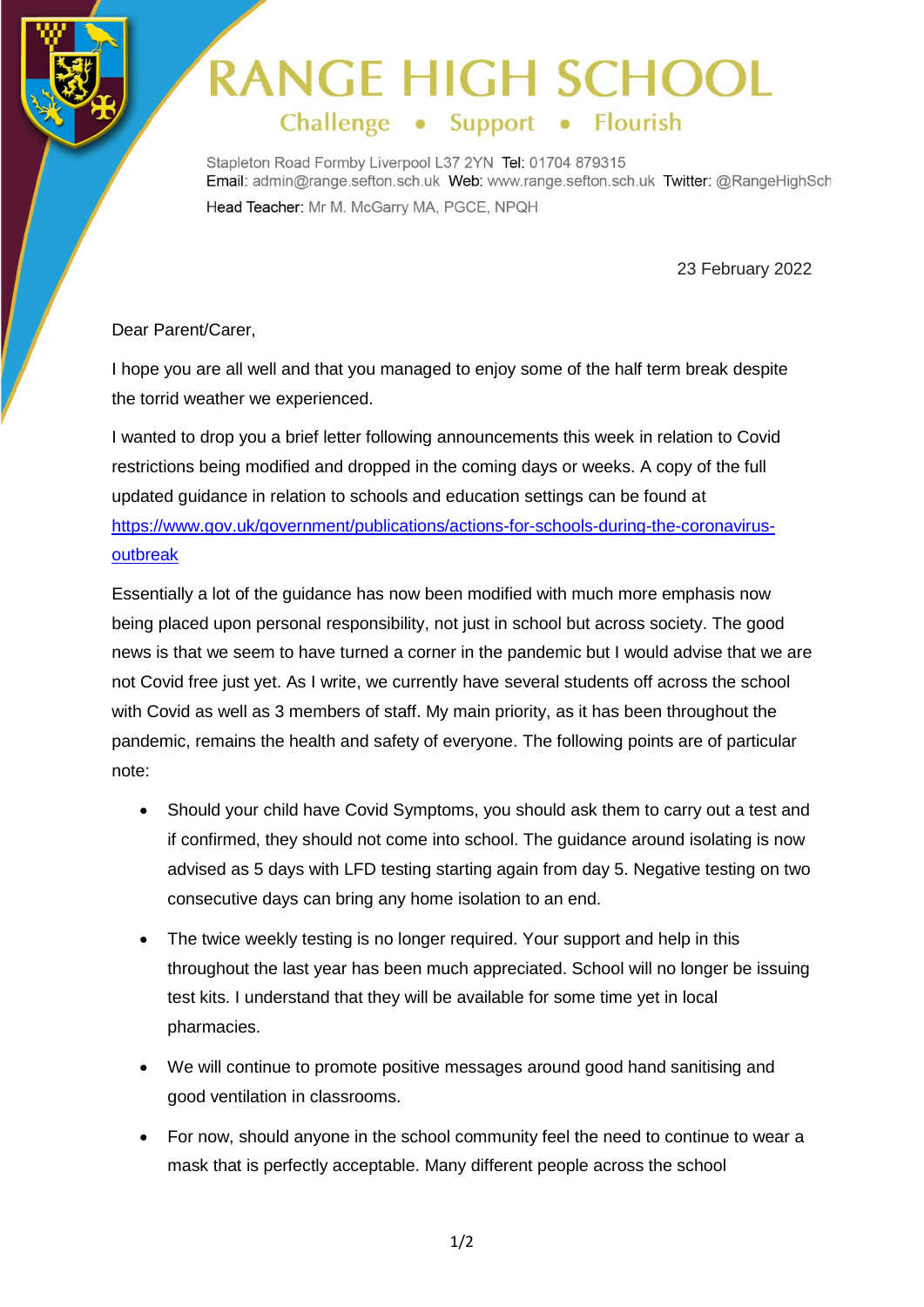# RANGE HIGH SCHOOL

Challenge • Support • Flourish

Stapleton Road Formby Liverpool L37 2YN Tel: 01704 879315
Email: admin@range.sefton.sch.uk Web: www.range.sefton.sch.uk Twitter: @RangeHighSch
Head Teacher: Mr M. McGarry MA, PGCE, NPQH

23 February 2022

Dear Parent/Carer,

I hope you are all well and that you managed to enjoy some of the half term break despite the torrid weather we experienced.

I wanted to drop you a brief letter following announcements this week in relation to Covid restrictions being modified and dropped in the coming days or weeks. A copy of the full updated guidance in relation to schools and education settings can be found at [https://www.gov.uk/government/publications/actions-for-schools-during-the-coronavirus-outbreak](https://www.gov.uk/government/publications/actions-for-schools-during-the-coronavirus-outbreak)

Essentially a lot of the guidance has now been modified with much more emphasis now being placed upon personal responsibility, not just in school but across society. The good news is that we seem to have turned a corner in the pandemic but I would advise that we are not Covid free just yet. As I write, we currently have several students off across the school with Covid as well as 3 members of staff. My main priority, as it has been throughout the pandemic, remains the health and safety of everyone. The following points are of particular note:

- Should your child have Covid Symptoms, you should ask them to carry out a test and if confirmed, they should not come into school. The guidance around isolating is now advised as 5 days with LFD testing starting again from day 5. Negative testing on two consecutive days can bring any home isolation to an end.
- The twice weekly testing is no longer required. Your support and help in this throughout the last year has been much appreciated. School will no longer be issuing test kits. I understand that they will be available for some time yet in local pharmacies.
- We will continue to promote positive messages around good hand sanitising and good ventilation in classrooms.
- For now, should anyone in the school community feel the need to continue to wear a mask that is perfectly acceptable. Many different people across the school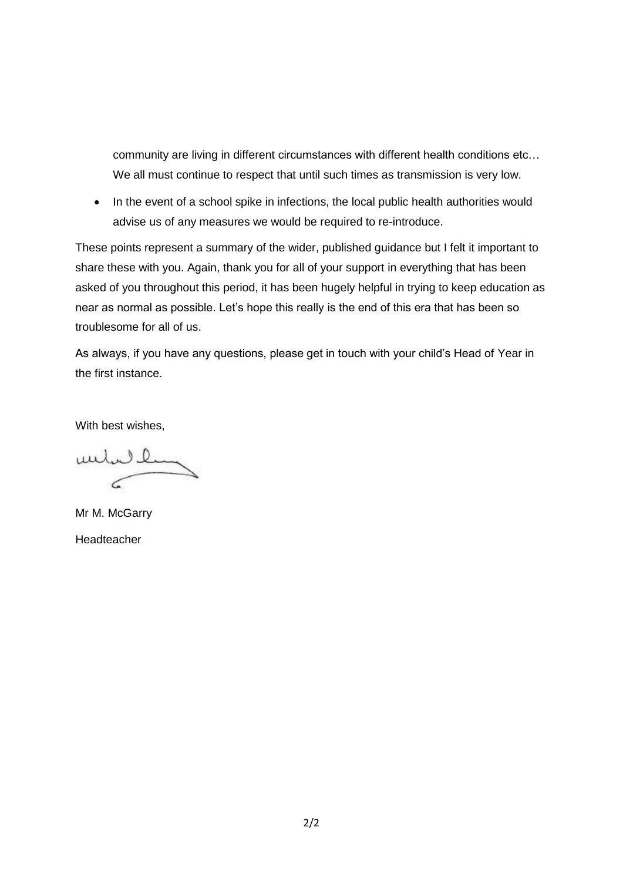community are living in different circumstances with different health conditions etc… We all must continue to respect that until such times as transmission is very low.

- In the event of a school spike in infections, the local public health authorities would advise us of any measures we would be required to re-introduce.

These points represent a summary of the wider, published guidance but I felt it important to share these with you. Again, thank you for all of your support in everything that has been asked of you throughout this period, it has been hugely helpful in trying to keep education as near as normal as possible. Let's hope this really is the end of this era that has been so troublesome for all of us.

As always, if you have any questions, please get in touch with your child's Head of Year in the first instance.

With best wishes,

Mr M. McGarry

Headteacher